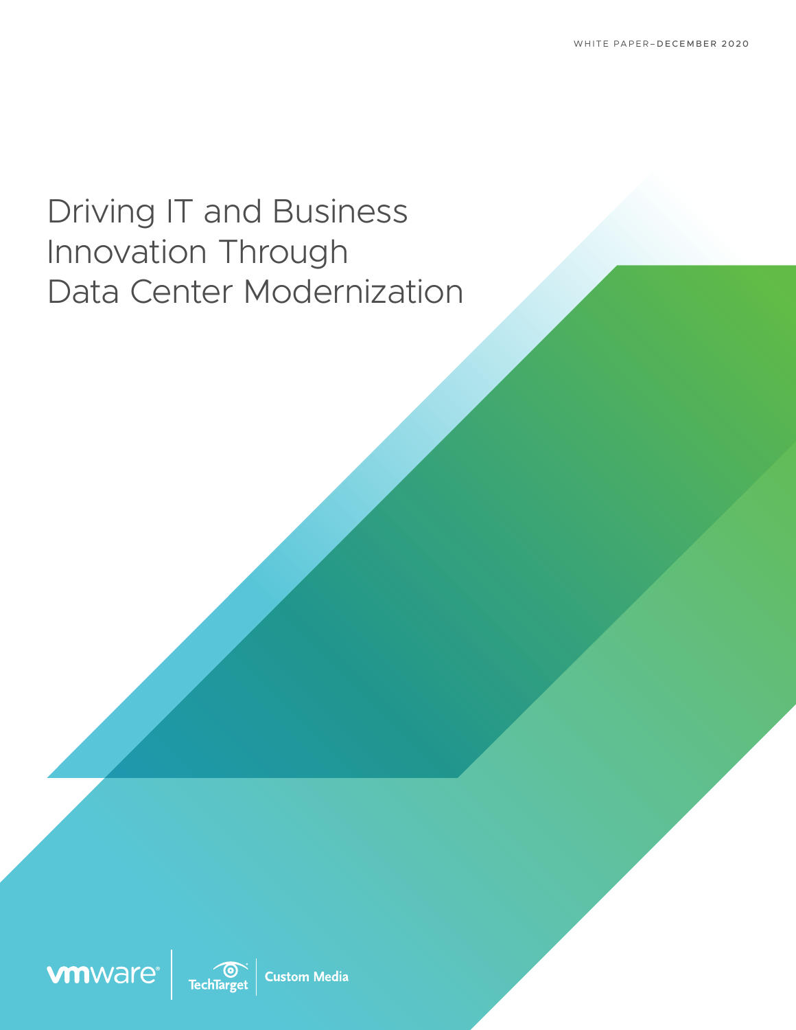WHITE PAPER–DECEMBER 2020

# Driving IT and Business Innovation Through Data Center Modernization

vmware | TechTarget | Custom Media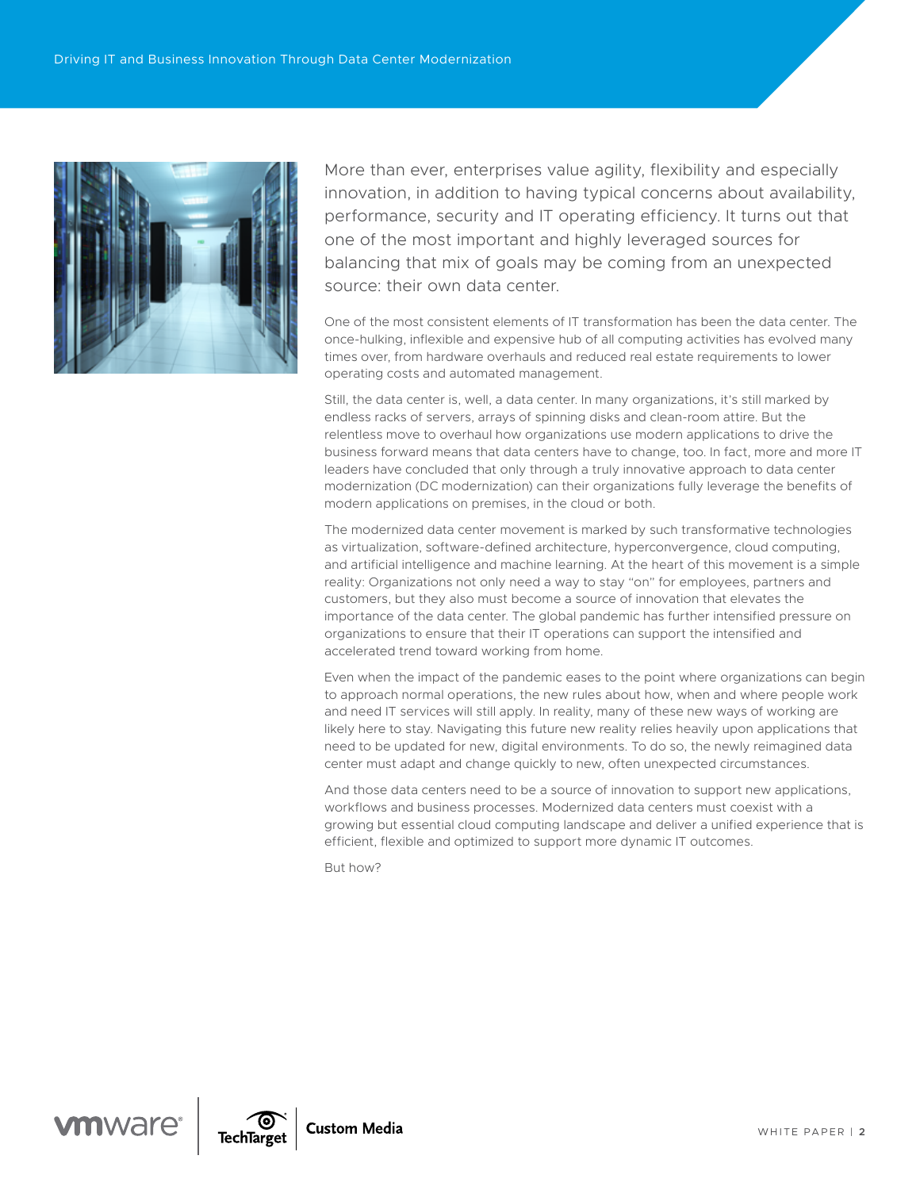More than ever, enterprises value agility, flexibility and especially innovation, in addition to having typical concerns about availability, performance, security and IT operating efficiency. It turns out that one of the most important and highly leveraged sources for balancing that mix of goals may be coming from an unexpected source: their own data center.

One of the most consistent elements of IT transformation has been the data center. The once-hulking, inflexible and expensive hub of all computing activities has evolved many times over, from hardware overhauls and reduced real estate requirements to lower operating costs and automated management.

Still, the data center is, well, a data center. In many organizations, it's still marked by endless racks of servers, arrays of spinning disks and clean-room attire. But the relentless move to overhaul how organizations use modern applications to drive the business forward means that data centers have to change, too. In fact, more and more IT leaders have concluded that only through a truly innovative approach to data center modernization (DC modernization) can their organizations fully leverage the benefits of modern applications on premises, in the cloud or both.

The modernized data center movement is marked by such transformative technologies as virtualization, software-defined architecture, hyperconvergence, cloud computing, and artificial intelligence and machine learning. At the heart of this movement is a simple reality: Organizations not only need a way to stay "on" for employees, partners and customers, but they also must become a source of innovation that elevates the importance of the data center. The global pandemic has further intensified pressure on organizations to ensure that their IT operations can support the intensified and accelerated trend toward working from home.

Even when the impact of the pandemic eases to the point where organizations can begin to approach normal operations, the new rules about how, when and where people work and need IT services will still apply. In reality, many of these new ways of working are likely here to stay. Navigating this future new reality relies heavily upon applications that need to be updated for new, digital environments. To do so, the newly reimagined data center must adapt and change quickly to new, often unexpected circumstances.

And those data centers need to be a source of innovation to support new applications, workflows and business processes. Modernized data centers must coexist with a growing but essential cloud computing landscape and deliver a unified experience that is efficient, flexible and optimized to support more dynamic IT outcomes.

But how?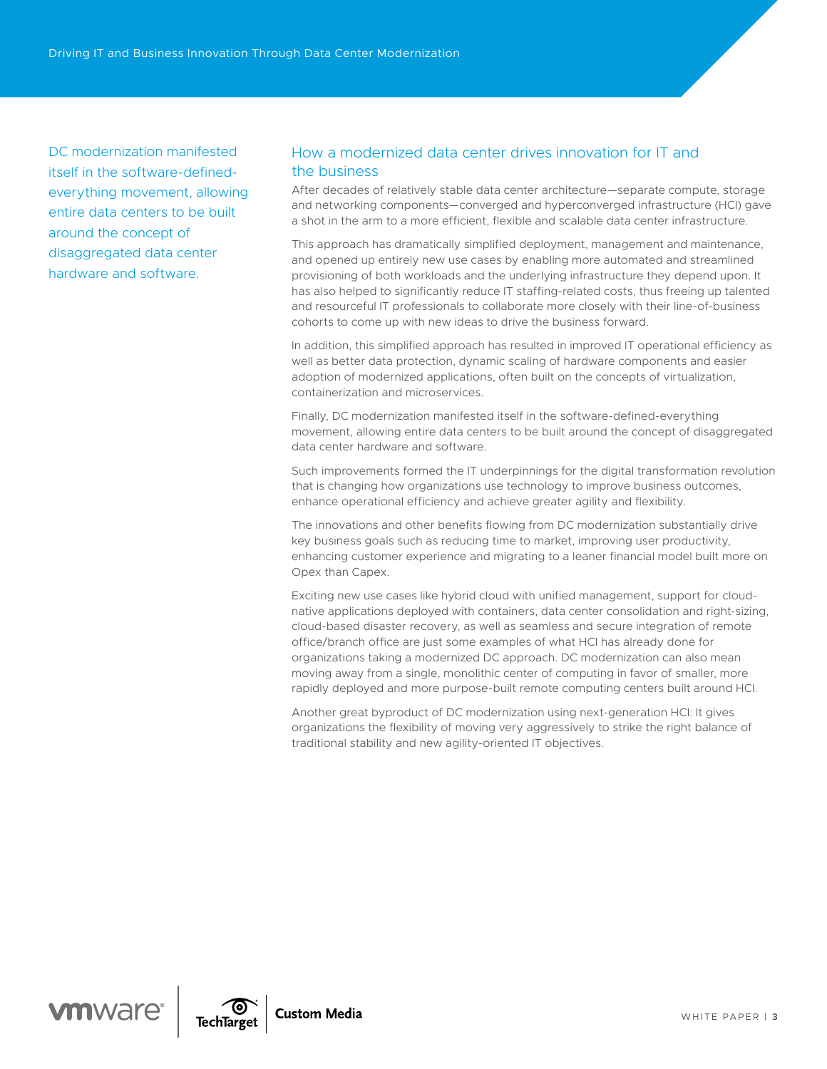DC modernization manifested itself in the software-defined-everything movement, allowing entire data centers to be built around the concept of disaggregated data center hardware and software.

## How a modernized data center drives innovation for IT and the business

After decades of relatively stable data center architecture—separate compute, storage and networking components—converged and hyperconverged infrastructure (HCI) gave a shot in the arm to a more efficient, flexible and scalable data center infrastructure.

This approach has dramatically simplified deployment, management and maintenance, and opened up entirely new use cases by enabling more automated and streamlined provisioning of both workloads and the underlying infrastructure they depend upon. It has also helped to significantly reduce IT staffing-related costs, thus freeing up talented and resourceful IT professionals to collaborate more closely with their line-of-business cohorts to come up with new ideas to drive the business forward.

In addition, this simplified approach has resulted in improved IT operational efficiency as well as better data protection, dynamic scaling of hardware components and easier adoption of modernized applications, often built on the concepts of virtualization, containerization and microservices.

Finally, DC modernization manifested itself in the software-defined-everything movement, allowing entire data centers to be built around the concept of disaggregated data center hardware and software.

Such improvements formed the IT underpinnings for the digital transformation revolution that is changing how organizations use technology to improve business outcomes, enhance operational efficiency and achieve greater agility and flexibility.

The innovations and other benefits flowing from DC modernization substantially drive key business goals such as reducing time to market, improving user productivity, enhancing customer experience and migrating to a leaner financial model built more on Opex than Capex.

Exciting new use cases like hybrid cloud with unified management, support for cloud-native applications deployed with containers, data center consolidation and right-sizing, cloud-based disaster recovery, as well as seamless and secure integration of remote office/branch office are just some examples of what HCI has already done for organizations taking a modernized DC approach. DC modernization can also mean moving away from a single, monolithic center of computing in favor of smaller, more rapidly deployed and more purpose-built remote computing centers built around HCI.

Another great byproduct of DC modernization using next-generation HCI: It gives organizations the flexibility of moving very aggressively to strike the right balance of traditional stability and new agility-oriented IT objectives.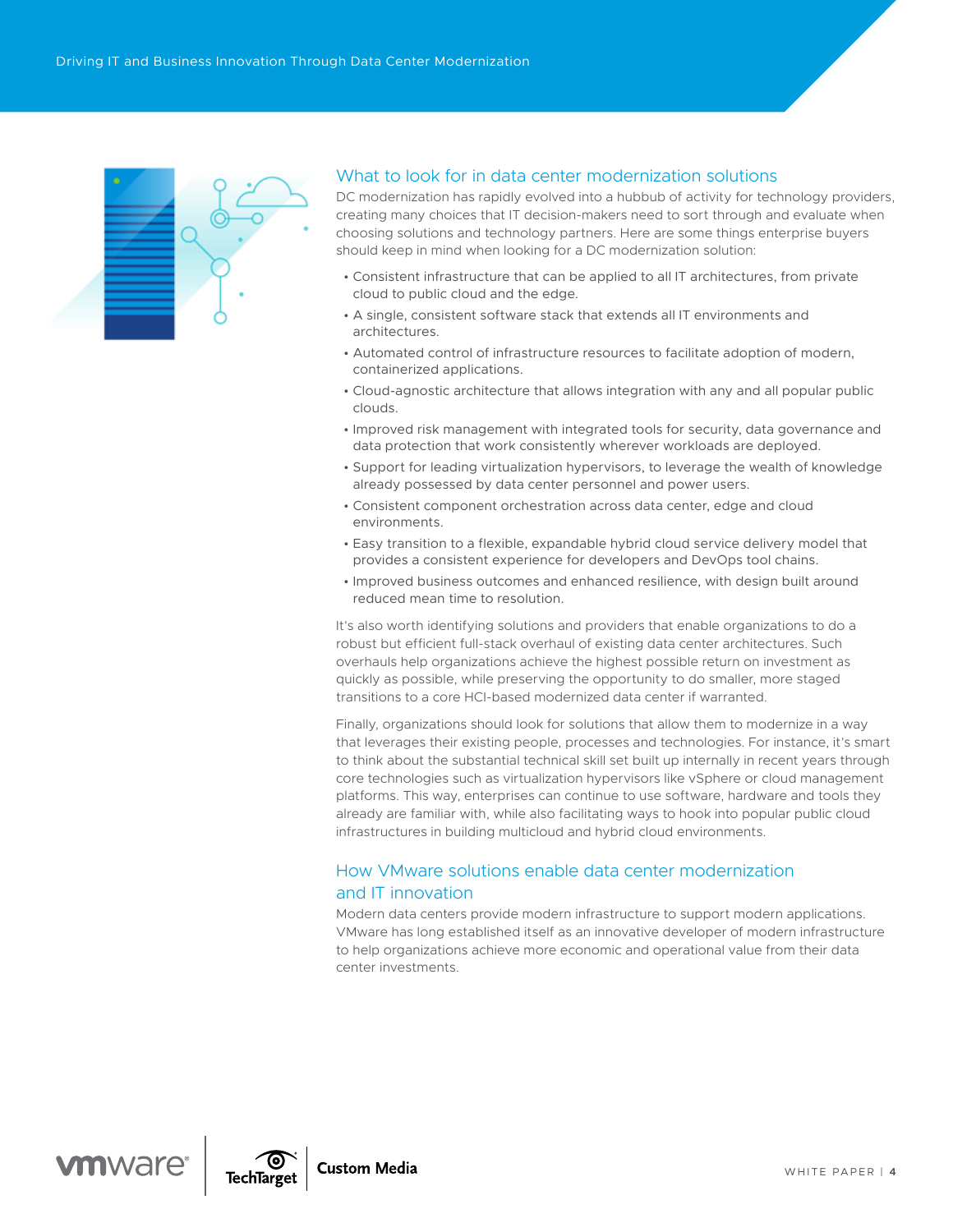## What to look for in data center modernization solutions

DC modernization has rapidly evolved into a hubbub of activity for technology providers, creating many choices that IT decision-makers need to sort through and evaluate when choosing solutions and technology partners. Here are some things enterprise buyers should keep in mind when looking for a DC modernization solution:

- Consistent infrastructure that can be applied to all IT architectures, from private cloud to public cloud and the edge.
- A single, consistent software stack that extends all IT environments and architectures.
- Automated control of infrastructure resources to facilitate adoption of modern, containerized applications.
- Cloud-agnostic architecture that allows integration with any and all popular public clouds.
- Improved risk management with integrated tools for security, data governance and data protection that work consistently wherever workloads are deployed.
- Support for leading virtualization hypervisors, to leverage the wealth of knowledge already possessed by data center personnel and power users.
- Consistent component orchestration across data center, edge and cloud environments.
- Easy transition to a flexible, expandable hybrid cloud service delivery model that provides a consistent experience for developers and DevOps tool chains.
- Improved business outcomes and enhanced resilience, with design built around reduced mean time to resolution.

It's also worth identifying solutions and providers that enable organizations to do a robust but efficient full-stack overhaul of existing data center architectures. Such overhauls help organizations achieve the highest possible return on investment as quickly as possible, while preserving the opportunity to do smaller, more staged transitions to a core HCI-based modernized data center if warranted.

Finally, organizations should look for solutions that allow them to modernize in a way that leverages their existing people, processes and technologies. For instance, it's smart to think about the substantial technical skill set built up internally in recent years through core technologies such as virtualization hypervisors like vSphere or cloud management platforms. This way, enterprises can continue to use software, hardware and tools they already are familiar with, while also facilitating ways to hook into popular public cloud infrastructures in building multicloud and hybrid cloud environments.

## How VMware solutions enable data center modernization and IT innovation

Modern data centers provide modern infrastructure to support modern applications. VMware has long established itself as an innovative developer of modern infrastructure to help organizations achieve more economic and operational value from their data center investments.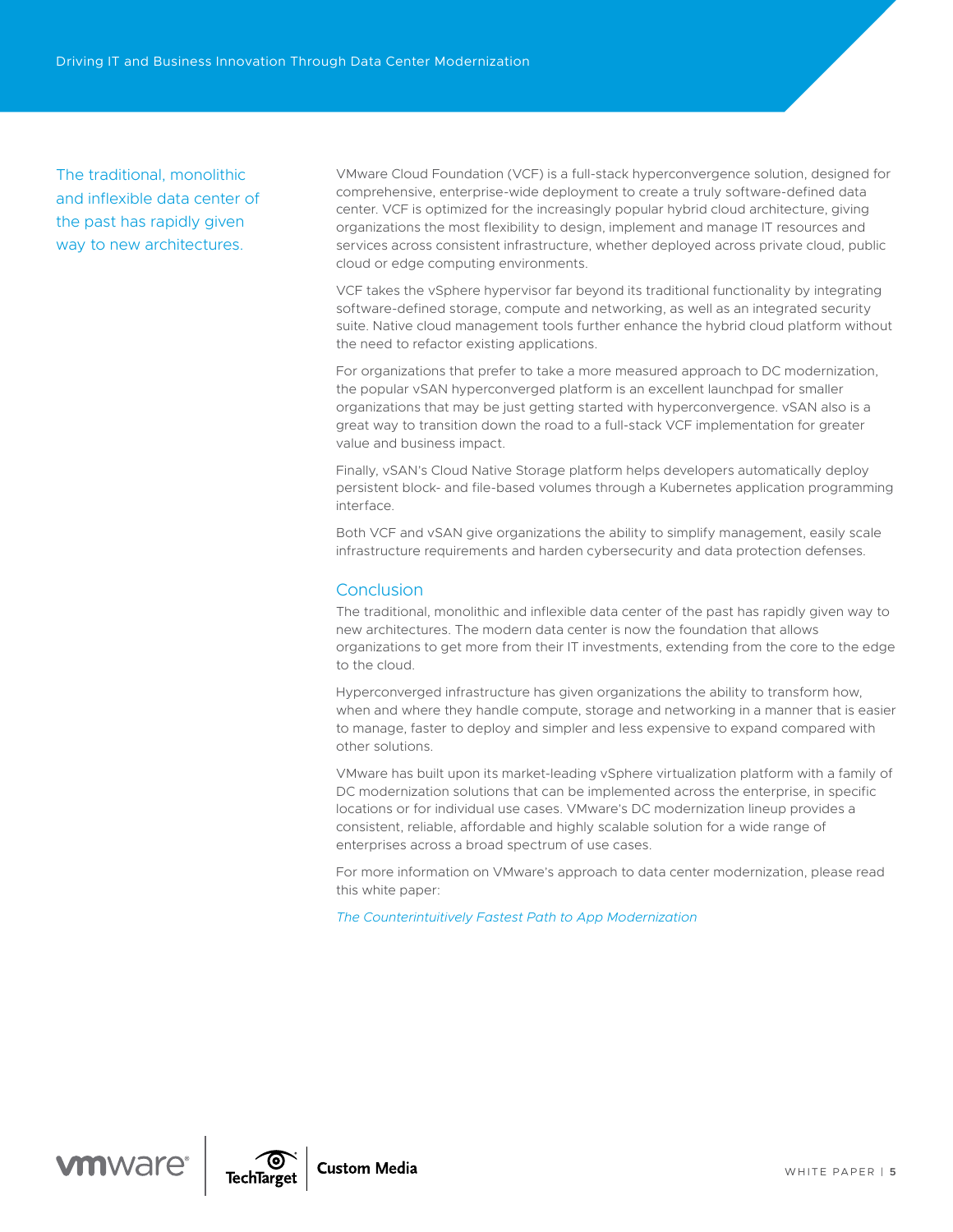The traditional, monolithic and inflexible data center of the past has rapidly given way to new architectures.

VMware Cloud Foundation (VCF) is a full-stack hyperconvergence solution, designed for comprehensive, enterprise-wide deployment to create a truly software-defined data center. VCF is optimized for the increasingly popular hybrid cloud architecture, giving organizations the most flexibility to design, implement and manage IT resources and services across consistent infrastructure, whether deployed across private cloud, public cloud or edge computing environments.

VCF takes the vSphere hypervisor far beyond its traditional functionality by integrating software-defined storage, compute and networking, as well as an integrated security suite. Native cloud management tools further enhance the hybrid cloud platform without the need to refactor existing applications.

For organizations that prefer to take a more measured approach to DC modernization, the popular vSAN hyperconverged platform is an excellent launchpad for smaller organizations that may be just getting started with hyperconvergence. vSAN also is a great way to transition down the road to a full-stack VCF implementation for greater value and business impact.

Finally, vSAN's Cloud Native Storage platform helps developers automatically deploy persistent block- and file-based volumes through a Kubernetes application programming interface.

Both VCF and vSAN give organizations the ability to simplify management, easily scale infrastructure requirements and harden cybersecurity and data protection defenses.

## Conclusion

The traditional, monolithic and inflexible data center of the past has rapidly given way to new architectures. The modern data center is now the foundation that allows organizations to get more from their IT investments, extending from the core to the edge to the cloud.

Hyperconverged infrastructure has given organizations the ability to transform how, when and where they handle compute, storage and networking in a manner that is easier to manage, faster to deploy and simpler and less expensive to expand compared with other solutions.

VMware has built upon its market-leading vSphere virtualization platform with a family of DC modernization solutions that can be implemented across the enterprise, in specific locations or for individual use cases. VMware's DC modernization lineup provides a consistent, reliable, affordable and highly scalable solution for a wide range of enterprises across a broad spectrum of use cases.

For more information on VMware's approach to data center modernization, please read this white paper:

*The Counterintuitively Fastest Path to App Modernization*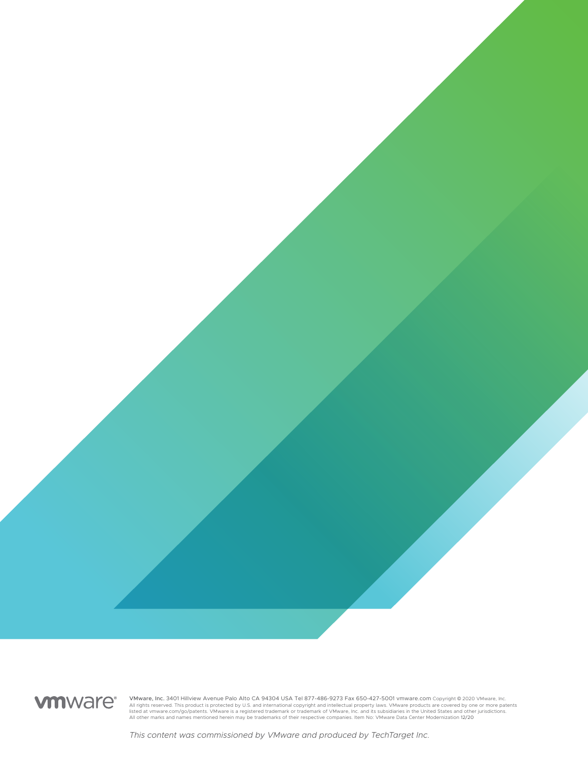vmware®

VMware, Inc. 3401 Hillview Avenue Palo Alto CA 94304 USA Tel 877-486-9273 Fax 650-427-5001 vmware.com Copyright © 2020 VMware, Inc. All rights reserved. This product is protected by U.S. and international copyright and intellectual property laws. VMware products are covered by one or more patents listed at vmware.com/go/patents. VMware is a registered trademark or trademark of VMware, Inc. and its subsidiaries in the United States and other jurisdictions. All other marks and names mentioned herein may be trademarks of their respective companies. Item No: VMware Data Center Modernization 12/20

*This content was commissioned by VMware and produced by TechTarget Inc.*